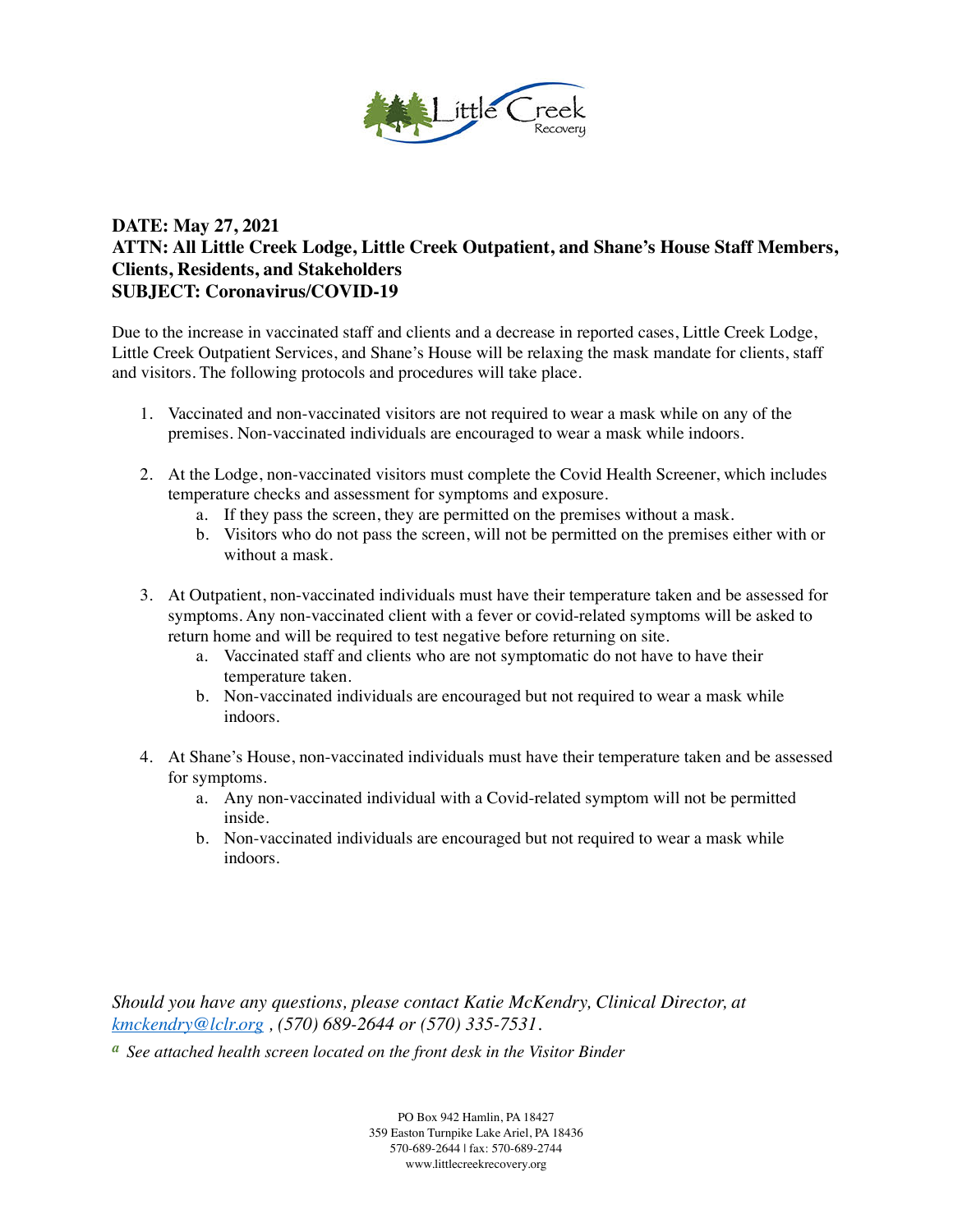**DATE: May 27, 2021**
**ATTN: All Little Creek Lodge, Little Creek Outpatient, and Shane's House Staff Members, Clients, Residents, and Stakeholders**
**SUBJECT: Coronavirus/COVID-19**

Due to the increase in vaccinated staff and clients and a decrease in reported cases, Little Creek Lodge, Little Creek Outpatient Services, and Shane's House will be relaxing the mask mandate for clients, staff and visitors. The following protocols and procedures will take place.

1. Vaccinated and non-vaccinated visitors are not required to wear a mask while on any of the premises. Non-vaccinated individuals are encouraged to wear a mask while indoors.

2. At the Lodge, non-vaccinated visitors must complete the Covid Health Screener, which includes temperature checks and assessment for symptoms and exposure.
   a. If they pass the screen, they are permitted on the premises without a mask.
   b. Visitors who do not pass the screen, will not be permitted on the premises either with or without a mask.

3. At Outpatient, non-vaccinated individuals must have their temperature taken and be assessed for symptoms. Any non-vaccinated client with a fever or covid-related symptoms will be asked to return home and will be required to test negative before returning on site.
   a. Vaccinated staff and clients who are not symptomatic do not have to have their temperature taken.
   b. Non-vaccinated individuals are encouraged but not required to wear a mask while indoors.

4. At Shane's House, non-vaccinated individuals must have their temperature taken and be assessed for symptoms.
   a. Any non-vaccinated individual with a Covid-related symptom will not be permitted inside.
   b. Non-vaccinated individuals are encouraged but not required to wear a mask while indoors.

*Should you have any questions, please contact Katie McKendry, Clinical Director, at [kmckendry@lclr.org](mailto:kmckendry@lclr.org) , (570) 689-2644 or (570) 335-7531.*

[a] *See attached health screen located on the front desk in the Visitor Binder*

PO Box 942 Hamlin, PA 18427
359 Easton Turnpike Lake Ariel, PA 18436
570-689-2644 | fax: 570-689-2744
www.littlecreekrecovery.org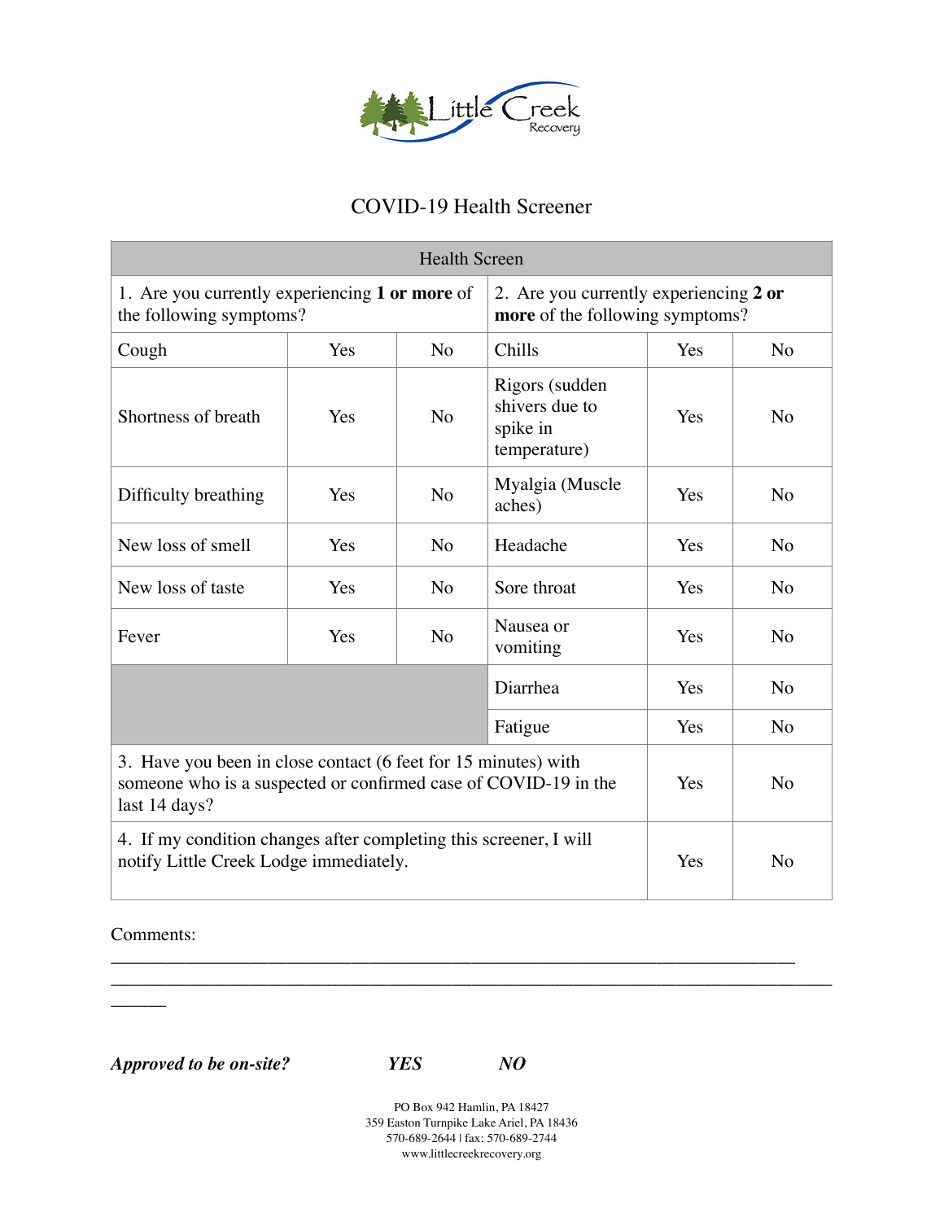# COVID-19 Health Screener

| Health Screen | | | | | |
|---|---|---|---|---|---|
| 1. Are you currently experiencing **1 or more** of the following symptoms? | | | 2. Are you currently experiencing **2 or more** of the following symptoms? | | |
| Cough | Yes | No | Chills | Yes | No |
| Shortness of breath | Yes | No | Rigors (sudden shivers due to spike in temperature) | Yes | No |
| Difficulty breathing | Yes | No | Myalgia (Muscle aches) | Yes | No |
| New loss of smell | Yes | No | Headache | Yes | No |
| New loss of taste | Yes | No | Sore throat | Yes | No |
| Fever | Yes | No | Nausea or vomiting | Yes | No |
| | | | Diarrhea | Yes | No |
| | | | Fatigue | Yes | No |
| 3. Have you been in close contact (6 feet for 15 minutes) with someone who is a suspected or confirmed case of COVID-19 in the last 14 days? | | | | Yes | No |
| 4. If my condition changes after completing this screener, I will notify Little Creek Lodge immediately. | | | | Yes | No |

Comments:
_____________________________________________________________________________
_____________________________________________________________________________
______

***Approved to be on-site?*** ***YES*** ***NO***

PO Box 942 Hamlin, PA 18427
359 Easton Turnpike Lake Ariel, PA 18436
570-689-2644 | fax: 570-689-2744
www.littlecreekrecovery.org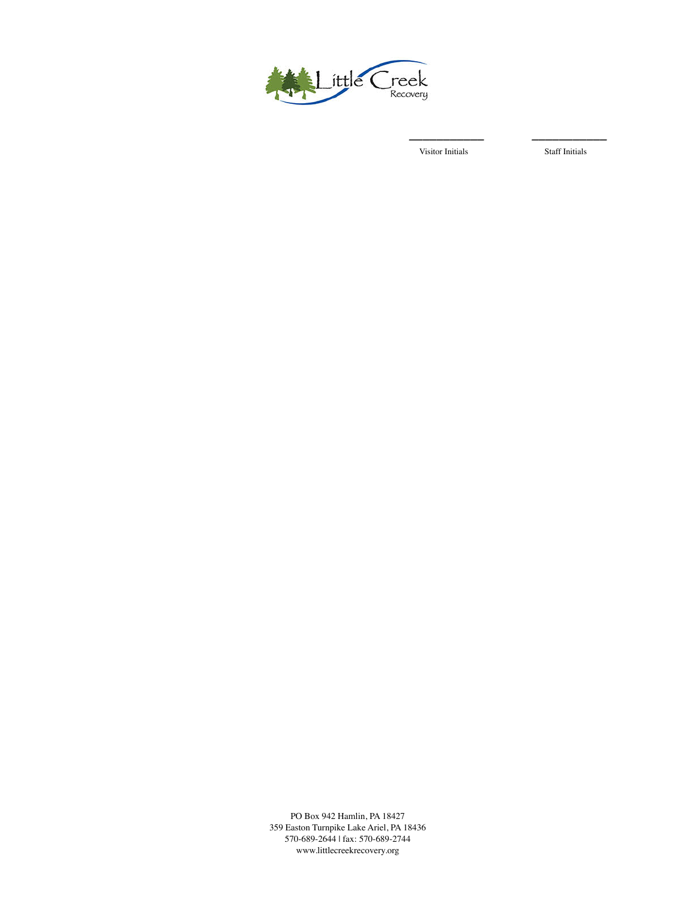Little Creek Recovery

_______________ Visitor Initials

_______________ Staff Initials

PO Box 942 Hamlin, PA 18427
359 Easton Turnpike Lake Ariel, PA 18436
570-689-2644 | fax: 570-689-2744
www.littlecreekrecovery.org